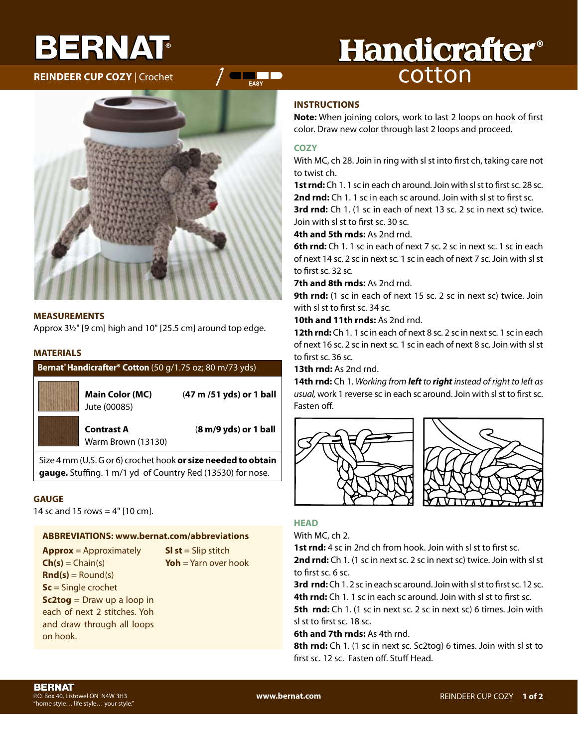# BERNAT

**REINDEER CUP COZY** | Crochet — EASY

# Handicrafter® cotton

## MEASUREMENTS

Approx 3½" [9 cm] high and 10" [25.5 cm] around top edge.

## MATERIALS

| **Bernat® Handicrafter® Cotton** (50 g/1.75 oz; 80 m/73 yds) | |
|---|---|
| **Main Color (MC)** Jute (00085) | (**47 m /51 yds) or 1 ball** |
| **Contrast A** Warm Brown (13130) | (**8 m/9 yds) or 1 ball** |

Size 4 mm (U.S. G or 6) crochet hook **or size needed to obtain gauge.** Stuffing. 1 m/1 yd of Country Red (13530) for nose.

## GAUGE

14 sc and 15 rows = 4" [10 cm].

### ABBREVIATIONS: www.bernat.com/abbreviations

**Approx** = Approximately
**Ch(s)** = Chain(s)
**Rnd(s)** = Round(s)
**Sc** = Single crochet
**Sc2tog** = Draw up a loop in each of next 2 stitches. Yoh and draw through all loops on hook.
**Sl st** = Slip stitch
**Yoh** = Yarn over hook

## INSTRUCTIONS

**Note:** When joining colors, work to last 2 loops on hook of first color. Draw new color through last 2 loops and proceed.

### COZY

With MC, ch 28. Join in ring with sl st into first ch, taking care not to twist ch.

**1st rnd:** Ch 1. 1 sc in each ch around. Join with sl st to first sc. 28 sc.

**2nd rnd:** Ch 1. 1 sc in each sc around. Join with sl st to first sc.

**3rd rnd:** Ch 1. (1 sc in each of next 13 sc. 2 sc in next sc) twice. Join with sl st to first sc. 30 sc.

**4th and 5th rnds:** As 2nd rnd.

**6th rnd:** Ch 1. 1 sc in each of next 7 sc. 2 sc in next sc. 1 sc in each of next 14 sc. 2 sc in next sc. 1 sc in each of next 7 sc. Join with sl st to first sc. 32 sc.

**7th and 8th rnds:** As 2nd rnd.

**9th rnd:** (1 sc in each of next 15 sc. 2 sc in next sc) twice. Join with sl st to first sc. 34 sc.

**10th and 11th rnds:** As 2nd rnd.

**12th rnd:** Ch 1. 1 sc in each of next 8 sc. 2 sc in next sc. 1 sc in each of next 16 sc. 2 sc in next sc. 1 sc in each of next 8 sc. Join with sl st to first sc. 36 sc.

**13th rnd:** As 2nd rnd.

**14th rnd:** Ch 1. *Working from **left** to **right** instead of right to left as usual,* work 1 reverse sc in each sc around. Join with sl st to first sc. Fasten off.

### HEAD

With MC, ch 2.

**1st rnd:** 4 sc in 2nd ch from hook. Join with sl st to first sc.

**2nd rnd:** Ch 1. (1 sc in next sc. 2 sc in next sc) twice. Join with sl st to first sc. 6 sc.

**3rd rnd:** Ch 1. 2 sc in each sc around. Join with sl st to first sc. 12 sc.

**4th rnd:** Ch 1. 1 sc in each sc around. Join with sl st to first sc.

**5th rnd:** Ch 1. (1 sc in next sc. 2 sc in next sc) 6 times. Join with sl st to first sc. 18 sc.

**6th and 7th rnds:** As 4th rnd.

**8th rnd:** Ch 1. (1 sc in next sc. Sc2tog) 6 times. Join with sl st to first sc. 12 sc. Fasten off. Stuff Head.

**BERNAT**
P.O. Box 40, Listowel ON N4W 3H3
"home style… life style… your style."

www.bernat.com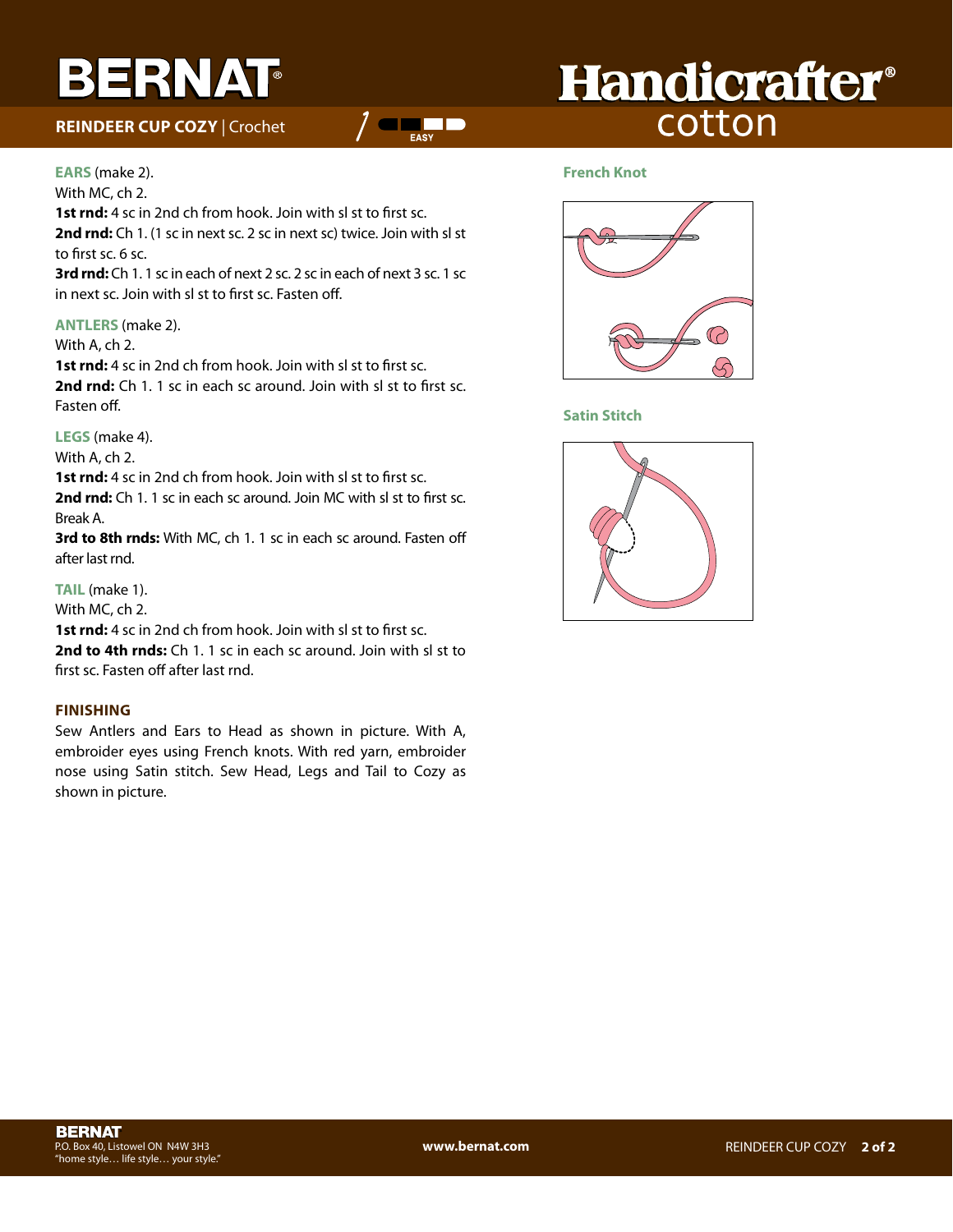**EARS** (make 2).

With MC, ch 2.

**1st rnd:** 4 sc in 2nd ch from hook. Join with sl st to first sc.

**2nd rnd:** Ch 1. (1 sc in next sc. 2 sc in next sc) twice. Join with sl st to first sc. 6 sc.

**3rd rnd:** Ch 1. 1 sc in each of next 2 sc. 2 sc in each of next 3 sc. 1 sc in next sc. Join with sl st to first sc. Fasten off.

**ANTLERS** (make 2).

With A, ch 2.

**1st rnd:** 4 sc in 2nd ch from hook. Join with sl st to first sc.

**2nd rnd:** Ch 1. 1 sc in each sc around. Join with sl st to first sc. Fasten off.

**LEGS** (make 4).

With A, ch 2.

**1st rnd:** 4 sc in 2nd ch from hook. Join with sl st to first sc.

**2nd rnd:** Ch 1. 1 sc in each sc around. Join MC with sl st to first sc. Break A.

**3rd to 8th rnds:** With MC, ch 1. 1 sc in each sc around. Fasten off after last rnd.

**TAIL** (make 1).

With MC, ch 2.

**1st rnd:** 4 sc in 2nd ch from hook. Join with sl st to first sc.

**2nd to 4th rnds:** Ch 1. 1 sc in each sc around. Join with sl st to first sc. Fasten off after last rnd.

## FINISHING

Sew Antlers and Ears to Head as shown in picture. With A, embroider eyes using French knots. With red yarn, embroider nose using Satin stitch. Sew Head, Legs and Tail to Cozy as shown in picture.

**French Knot**

**Satin Stitch**